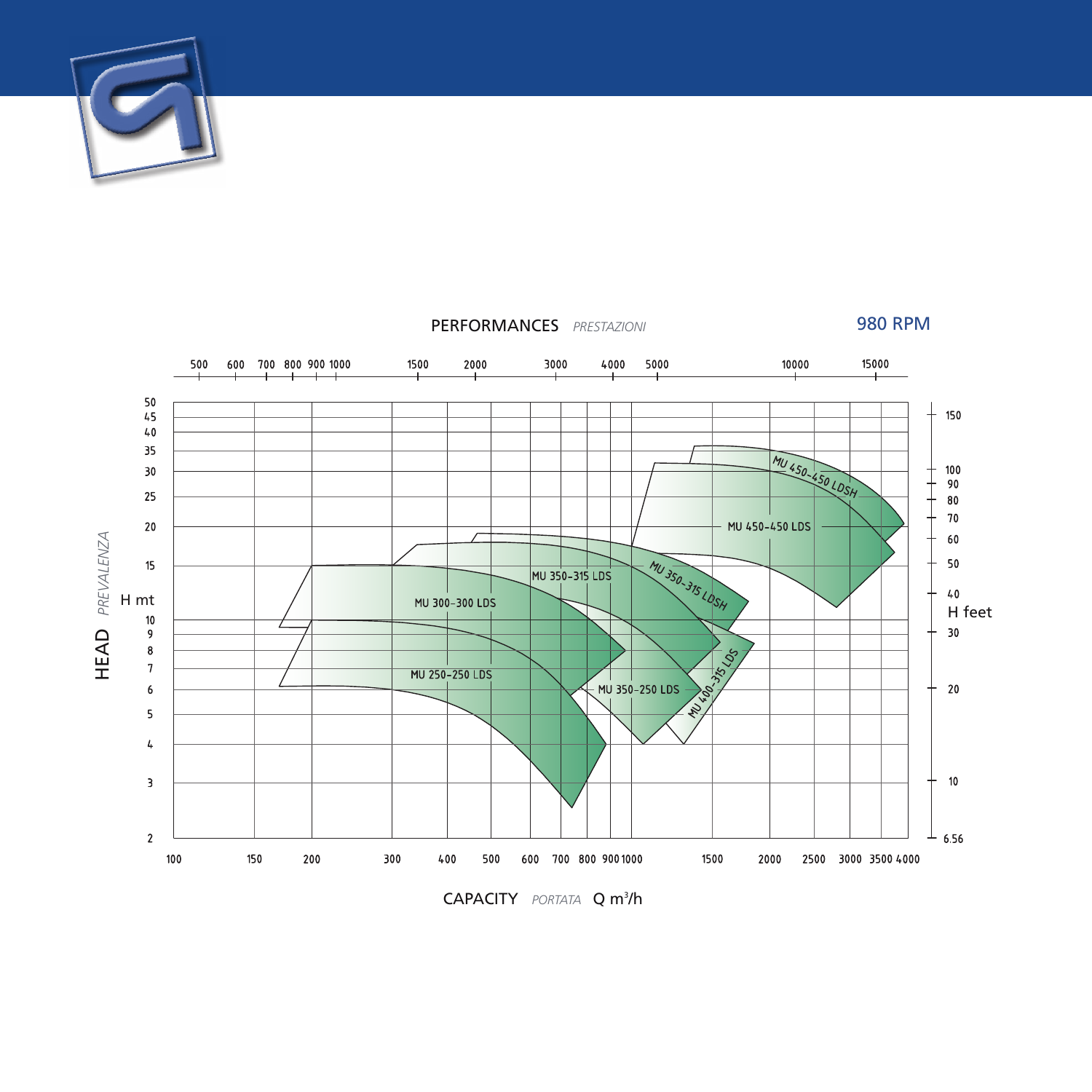PERFORMANCES *PRESTAZIONI*

980 RPM

HEAD *PREVALENZA* H mt

H feet

CAPACITY *PORTATA* Q m³/h

MU 450-450 LDSH

MU 450-450 LDS

MU 350-315 LDSH

MU 350-315 LDS

MU 300-300 LDS

MU 250-250 LDS

MU 350-250 LDS

MU 400-315 LDS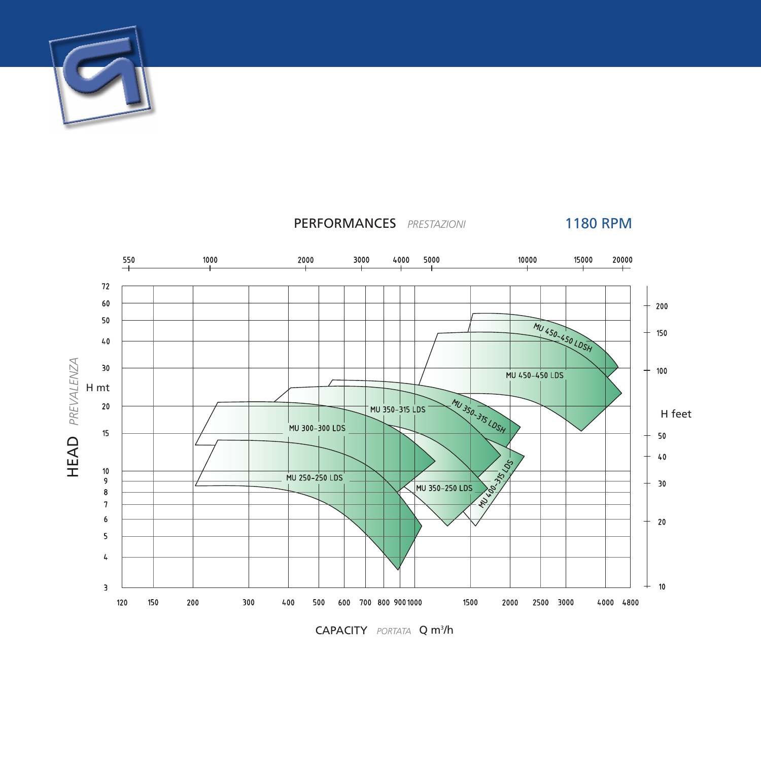## PERFORMANCES *PRESTAZIONI* 1180 RPM

HEAD *PREVALENZA* H mt

H feet

CAPACITY *PORTATA* Q m³/h

MU 450-450 LDSH

MU 450-450 LDS

MU 350-315 LDS

MU 350-315 LDSH

MU 300-300 LDS

MU 250-250 LDS

MU 350-250 LDS

MU 400-315 LDS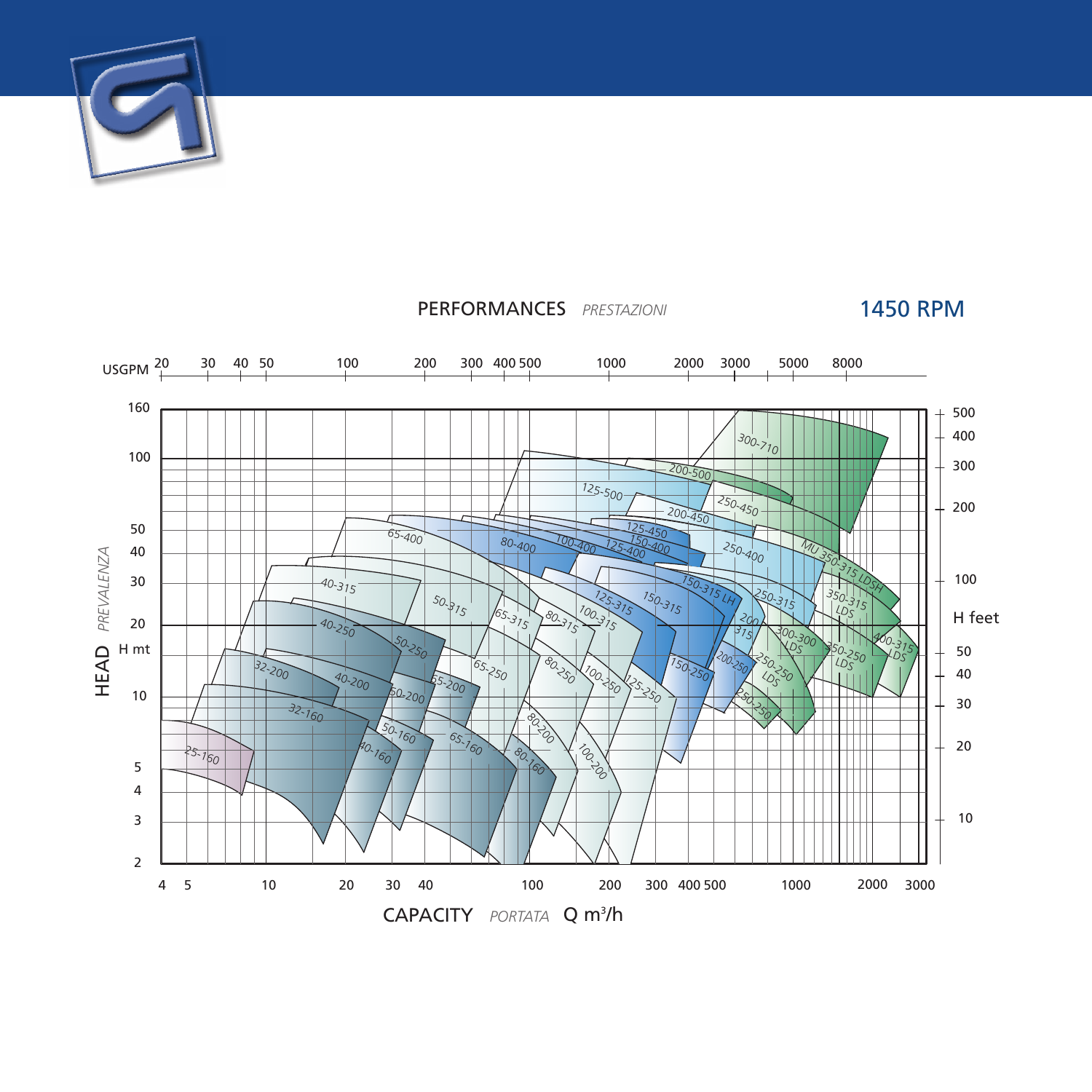PERFORMANCES *PRESTAZIONI*

## 1450 RPM

USGPM: 20, 30, 40, 50, 100, 200, 300, 400, 500, 1000, 2000, 3000, 5000, 8000

HEAD *PREVALENZA* H mt: 160, 100, 50, 40, 30, 20, 10, 5, 4, 3, 2

H feet: 500, 400, 300, 200, 100, 50, 40, 30, 20, 10

CAPACITY *PORTATA* Q m³/h: 4, 5, 10, 20, 30, 40, 100, 200, 300, 400, 500, 1000, 2000, 3000

25-160, 32-160, 32-200, 40-160, 40-200, 40-250, 40-315, 50-160, 50-200, 50-250, 50-315, 65-160, 65-200, 65-250, 65-315, 65-400, 80-160, 80-200, 80-250, 80-315, 80-400, 100-200, 100-250, 100-315, 100-400, 125-250, 125-315, 125-400, 125-450, 125-500, 150-250, 150-315, 150-315 LH, 150-400, 200-250, 200-315, 200-450, 200-500, 250-250, 250-250 LDS, 250-315, 250-400, 250-450, 300-300 LDS, 300-710, 350-250 LDS, 350-315 LDS, MU 350-315 LDSH, 400-315 LDS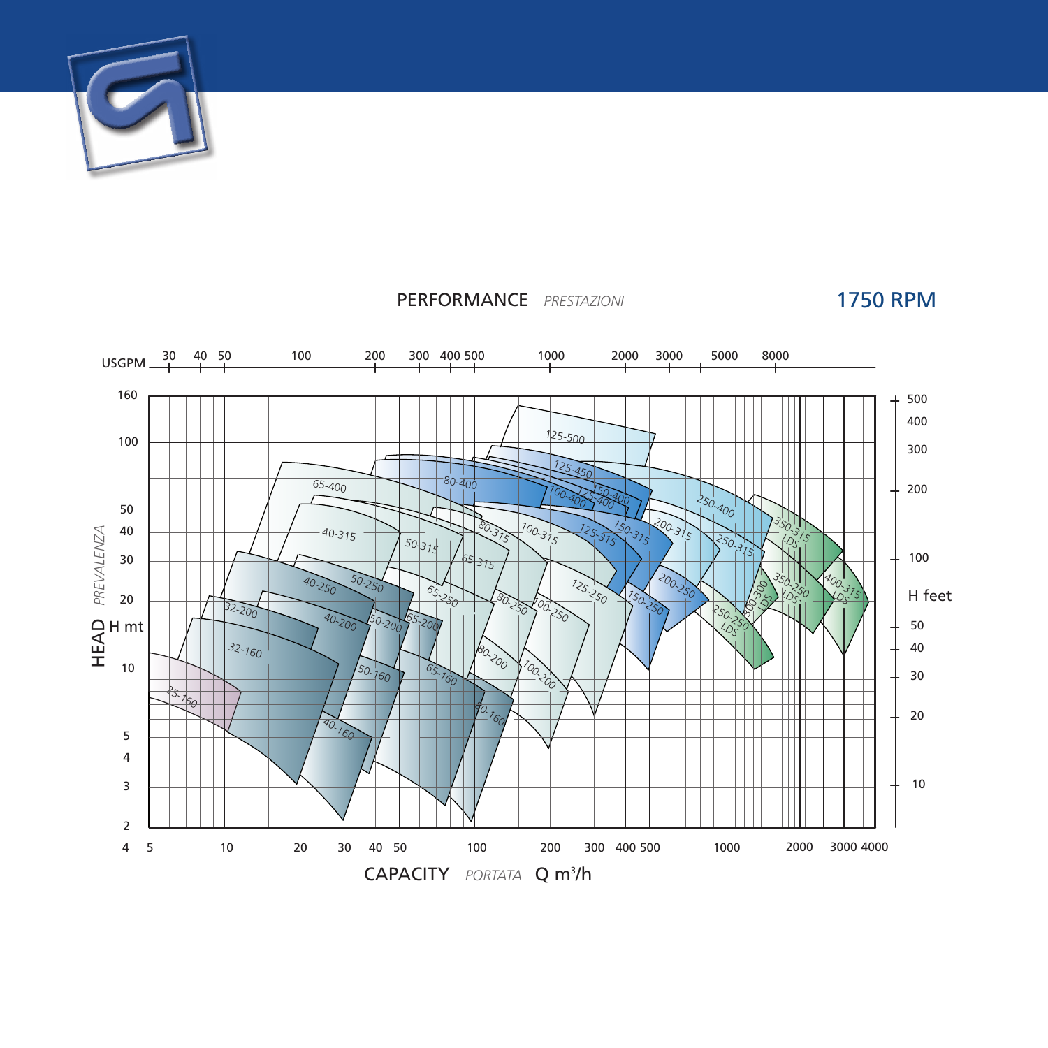PERFORMANCE *PRESTAZIONI*

1750 RPM

USGPM 30 40 50 100 200 300 400 500 1000 2000 3000 5000 8000

HEAD H mt *PREVALENZA*

160 100 50 40 30 20 10 5 4 3 2

H feet

500 400 300 200 100 50 40 30 20 10

125-500
125-450
150-400
125-400
100-400
80-400
65-400
250-400
350-315 LDS
40-315
50-315
80-315
100-315
125-315
150-315
200-315
250-315
65-315
400-315 LDS
350-250 LDS
300-300 LDS
40-250
50-250
65-250
80-250
100-250
125-250
150-250
200-250
250-250 LDS
32-200
40-200
50-200
65-200
80-200
100-200
32-160
50-160
65-160
80-160
40-160
25-160

4 5 10 20 30 40 50 100 200 300 400 500 1000 2000 3000 4000

CAPACITY *PORTATA* Q $m^3/h$